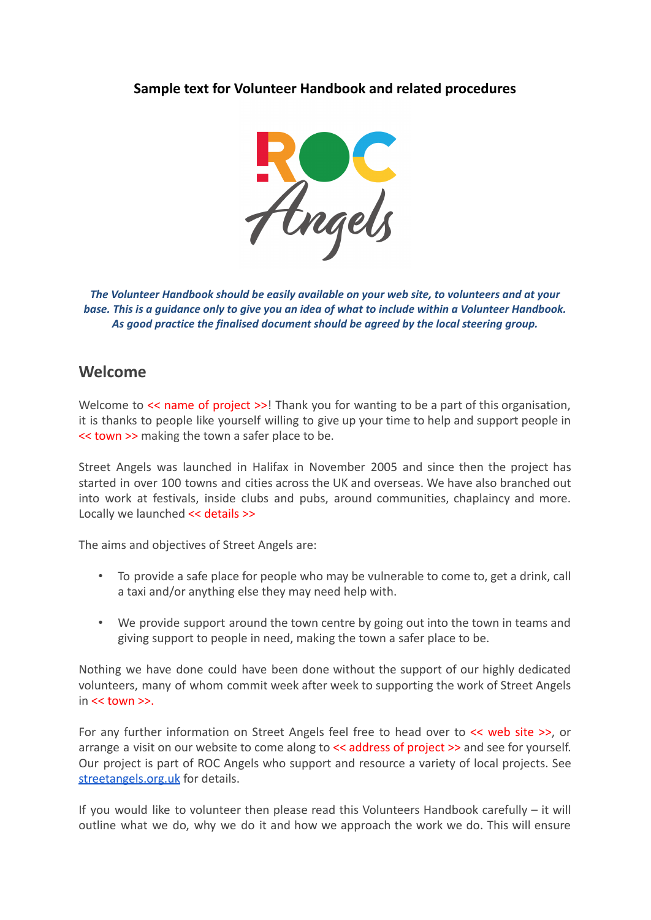**Sample text for Volunteer Handbook and related procedures**

***The Volunteer Handbook should be easily available on your web site, to volunteers and at your base. This is a guidance only to give you an idea of what to include within a Volunteer Handbook. As good practice the finalised document should be agreed by the local steering group.***

## Welcome

Welcome to << name of project >>! Thank you for wanting to be a part of this organisation, it is thanks to people like yourself willing to give up your time to help and support people in << town >> making the town a safer place to be.

Street Angels was launched in Halifax in November 2005 and since then the project has started in over 100 towns and cities across the UK and overseas. We have also branched out into work at festivals, inside clubs and pubs, around communities, chaplaincy and more. Locally we launched << details >>

The aims and objectives of Street Angels are:

- To provide a safe place for people who may be vulnerable to come to, get a drink, call a taxi and/or anything else they may need help with.
- We provide support around the town centre by going out into the town in teams and giving support to people in need, making the town a safer place to be.

Nothing we have done could have been done without the support of our highly dedicated volunteers, many of whom commit week after week to supporting the work of Street Angels in << town >>.

For any further information on Street Angels feel free to head over to << web site >>, or arrange a visit on our website to come along to << address of project >> and see for yourself. Our project is part of ROC Angels who support and resource a variety of local projects. See streetangels.org.uk for details.

If you would like to volunteer then please read this Volunteers Handbook carefully – it will outline what we do, why we do it and how we approach the work we do. This will ensure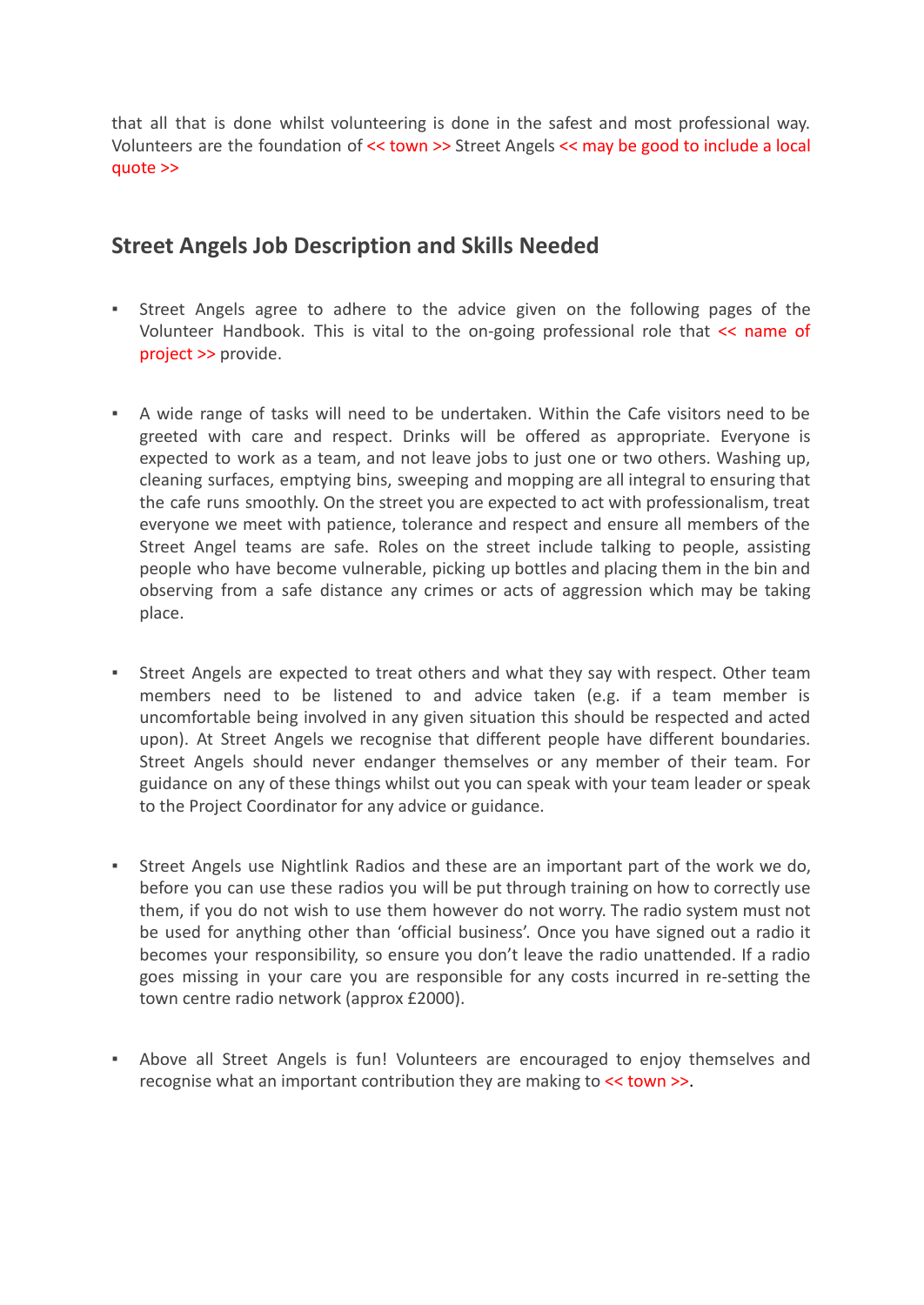that all that is done whilst volunteering is done in the safest and most professional way. Volunteers are the foundation of << town >> Street Angels << may be good to include a local quote >>

## Street Angels Job Description and Skills Needed

- Street Angels agree to adhere to the advice given on the following pages of the Volunteer Handbook. This is vital to the on-going professional role that << name of project >> provide.

- A wide range of tasks will need to be undertaken. Within the Cafe visitors need to be greeted with care and respect. Drinks will be offered as appropriate. Everyone is expected to work as a team, and not leave jobs to just one or two others. Washing up, cleaning surfaces, emptying bins, sweeping and mopping are all integral to ensuring that the cafe runs smoothly. On the street you are expected to act with professionalism, treat everyone we meet with patience, tolerance and respect and ensure all members of the Street Angel teams are safe. Roles on the street include talking to people, assisting people who have become vulnerable, picking up bottles and placing them in the bin and observing from a safe distance any crimes or acts of aggression which may be taking place.

- Street Angels are expected to treat others and what they say with respect. Other team members need to be listened to and advice taken (e.g. if a team member is uncomfortable being involved in any given situation this should be respected and acted upon). At Street Angels we recognise that different people have different boundaries. Street Angels should never endanger themselves or any member of their team. For guidance on any of these things whilst out you can speak with your team leader or speak to the Project Coordinator for any advice or guidance.

- Street Angels use Nightlink Radios and these are an important part of the work we do, before you can use these radios you will be put through training on how to correctly use them, if you do not wish to use them however do not worry. The radio system must not be used for anything other than 'official business'. Once you have signed out a radio it becomes your responsibility, so ensure you don't leave the radio unattended. If a radio goes missing in your care you are responsible for any costs incurred in re-setting the town centre radio network (approx £2000).

- Above all Street Angels is fun! Volunteers are encouraged to enjoy themselves and recognise what an important contribution they are making to << town >>.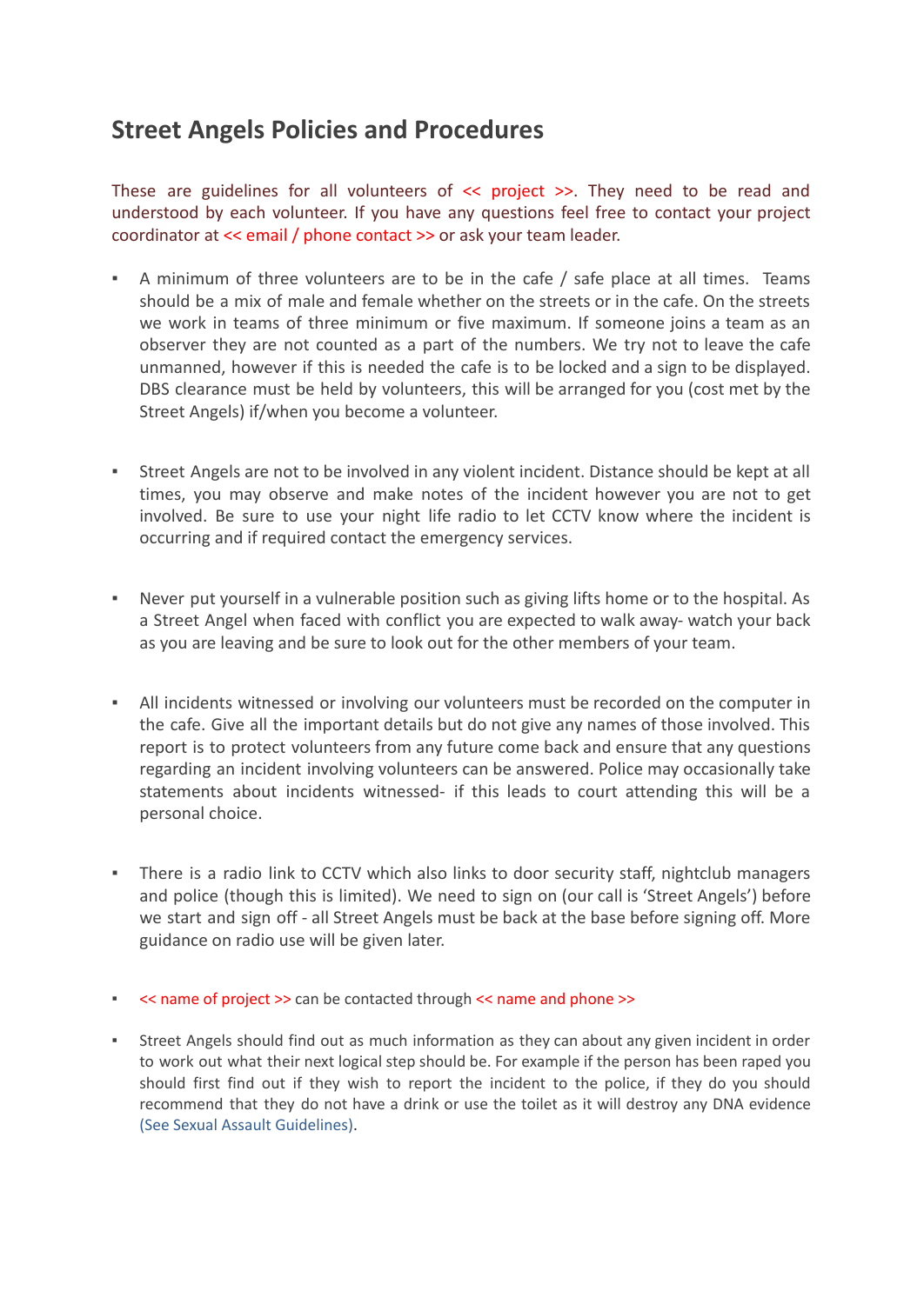# Street Angels Policies and Procedures

These are guidelines for all volunteers of << project >>. They need to be read and understood by each volunteer. If you have any questions feel free to contact your project coordinator at << email / phone contact >> or ask your team leader.

- A minimum of three volunteers are to be in the cafe / safe place at all times. Teams should be a mix of male and female whether on the streets or in the cafe. On the streets we work in teams of three minimum or five maximum. If someone joins a team as an observer they are not counted as a part of the numbers. We try not to leave the cafe unmanned, however if this is needed the cafe is to be locked and a sign to be displayed. DBS clearance must be held by volunteers, this will be arranged for you (cost met by the Street Angels) if/when you become a volunteer.

- Street Angels are not to be involved in any violent incident. Distance should be kept at all times, you may observe and make notes of the incident however you are not to get involved. Be sure to use your night life radio to let CCTV know where the incident is occurring and if required contact the emergency services.

- Never put yourself in a vulnerable position such as giving lifts home or to the hospital. As a Street Angel when faced with conflict you are expected to walk away- watch your back as you are leaving and be sure to look out for the other members of your team.

- All incidents witnessed or involving our volunteers must be recorded on the computer in the cafe. Give all the important details but do not give any names of those involved. This report is to protect volunteers from any future come back and ensure that any questions regarding an incident involving volunteers can be answered. Police may occasionally take statements about incidents witnessed- if this leads to court attending this will be a personal choice.

- There is a radio link to CCTV which also links to door security staff, nightclub managers and police (though this is limited). We need to sign on (our call is 'Street Angels') before we start and sign off - all Street Angels must be back at the base before signing off. More guidance on radio use will be given later.

- << name of project >> can be contacted through << name and phone >>

- Street Angels should find out as much information as they can about any given incident in order to work out what their next logical step should be. For example if the person has been raped you should first find out if they wish to report the incident to the police, if they do you should recommend that they do not have a drink or use the toilet as it will destroy any DNA evidence (See Sexual Assault Guidelines).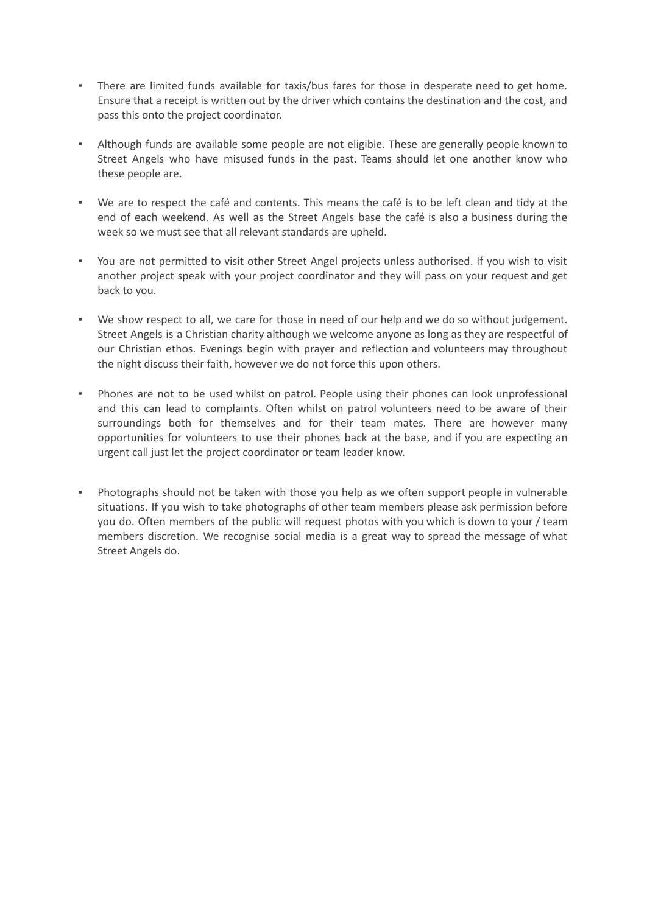- There are limited funds available for taxis/bus fares for those in desperate need to get home. Ensure that a receipt is written out by the driver which contains the destination and the cost, and pass this onto the project coordinator.

- Although funds are available some people are not eligible. These are generally people known to Street Angels who have misused funds in the past. Teams should let one another know who these people are.

- We are to respect the café and contents. This means the café is to be left clean and tidy at the end of each weekend. As well as the Street Angels base the café is also a business during the week so we must see that all relevant standards are upheld.

- You are not permitted to visit other Street Angel projects unless authorised. If you wish to visit another project speak with your project coordinator and they will pass on your request and get back to you.

- We show respect to all, we care for those in need of our help and we do so without judgement. Street Angels is a Christian charity although we welcome anyone as long as they are respectful of our Christian ethos. Evenings begin with prayer and reflection and volunteers may throughout the night discuss their faith, however we do not force this upon others.

- Phones are not to be used whilst on patrol. People using their phones can look unprofessional and this can lead to complaints. Often whilst on patrol volunteers need to be aware of their surroundings both for themselves and for their team mates. There are however many opportunities for volunteers to use their phones back at the base, and if you are expecting an urgent call just let the project coordinator or team leader know.

- Photographs should not be taken with those you help as we often support people in vulnerable situations. If you wish to take photographs of other team members please ask permission before you do. Often members of the public will request photos with you which is down to your / team members discretion. We recognise social media is a great way to spread the message of what Street Angels do.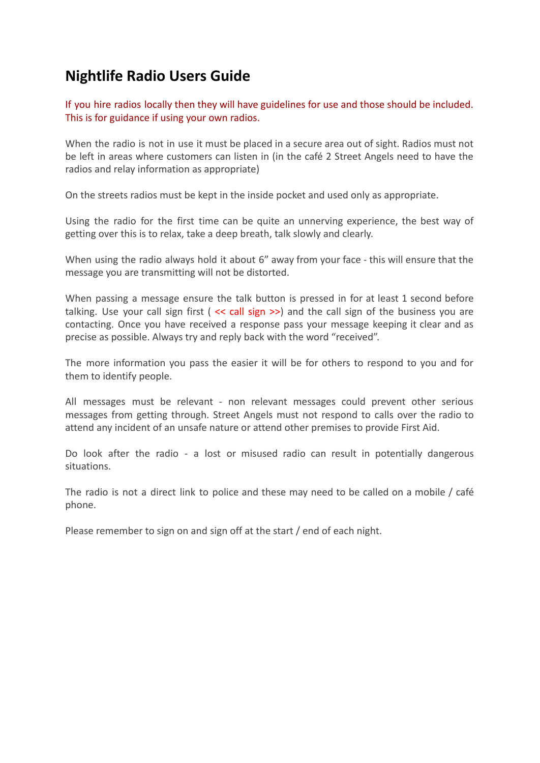# Nightlife Radio Users Guide

If you hire radios locally then they will have guidelines for use and those should be included. This is for guidance if using your own radios.

When the radio is not in use it must be placed in a secure area out of sight. Radios must not be left in areas where customers can listen in (in the café 2 Street Angels need to have the radios and relay information as appropriate)

On the streets radios must be kept in the inside pocket and used only as appropriate.

Using the radio for the first time can be quite an unnerving experience, the best way of getting over this is to relax, take a deep breath, talk slowly and clearly.

When using the radio always hold it about 6” away from your face - this will ensure that the message you are transmitting will not be distorted.

When passing a message ensure the talk button is pressed in for at least 1 second before talking. Use your call sign first ( << call sign >>) and the call sign of the business you are contacting. Once you have received a response pass your message keeping it clear and as precise as possible. Always try and reply back with the word “received”.

The more information you pass the easier it will be for others to respond to you and for them to identify people.

All messages must be relevant - non relevant messages could prevent other serious messages from getting through. Street Angels must not respond to calls over the radio to attend any incident of an unsafe nature or attend other premises to provide First Aid.

Do look after the radio - a lost or misused radio can result in potentially dangerous situations.

The radio is not a direct link to police and these may need to be called on a mobile / café phone.

Please remember to sign on and sign off at the start / end of each night.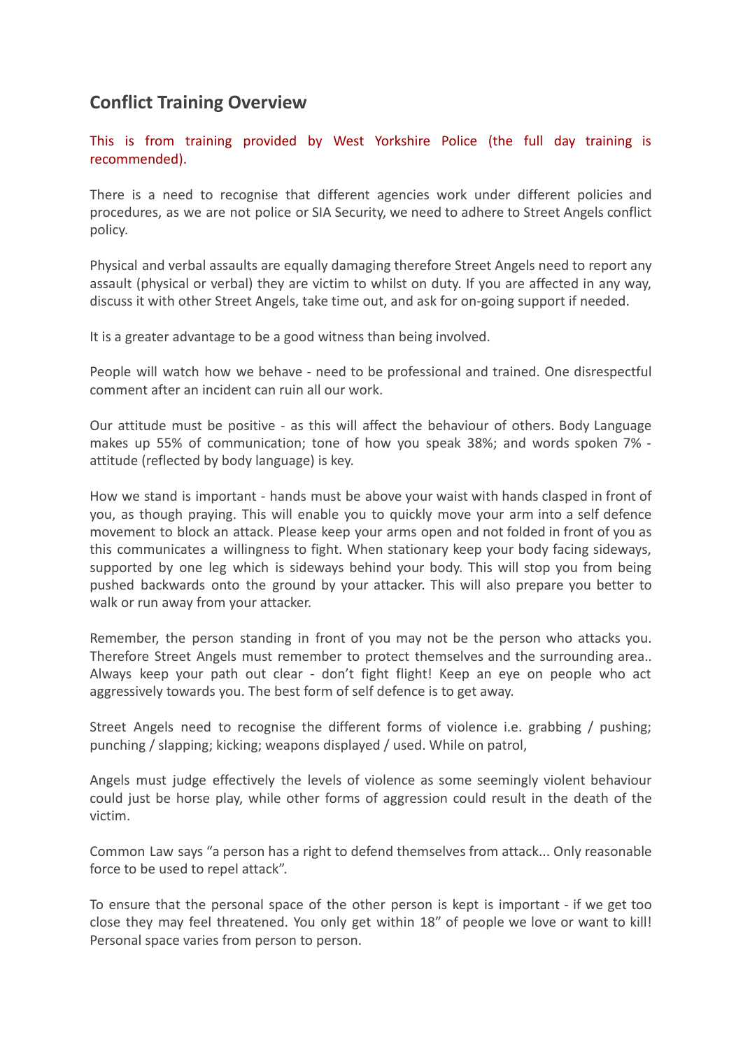## Conflict Training Overview

This is from training provided by West Yorkshire Police (the full day training is recommended).

There is a need to recognise that different agencies work under different policies and procedures, as we are not police or SIA Security, we need to adhere to Street Angels conflict policy.

Physical and verbal assaults are equally damaging therefore Street Angels need to report any assault (physical or verbal) they are victim to whilst on duty. If you are affected in any way, discuss it with other Street Angels, take time out, and ask for on-going support if needed.

It is a greater advantage to be a good witness than being involved.

People will watch how we behave - need to be professional and trained. One disrespectful comment after an incident can ruin all our work.

Our attitude must be positive - as this will affect the behaviour of others. Body Language makes up 55% of communication; tone of how you speak 38%; and words spoken 7% - attitude (reflected by body language) is key.

How we stand is important - hands must be above your waist with hands clasped in front of you, as though praying. This will enable you to quickly move your arm into a self defence movement to block an attack. Please keep your arms open and not folded in front of you as this communicates a willingness to fight. When stationary keep your body facing sideways, supported by one leg which is sideways behind your body. This will stop you from being pushed backwards onto the ground by your attacker. This will also prepare you better to walk or run away from your attacker.

Remember, the person standing in front of you may not be the person who attacks you. Therefore Street Angels must remember to protect themselves and the surrounding area.. Always keep your path out clear - don't fight flight! Keep an eye on people who act aggressively towards you. The best form of self defence is to get away.

Street Angels need to recognise the different forms of violence i.e. grabbing / pushing; punching / slapping; kicking; weapons displayed / used. While on patrol,

Angels must judge effectively the levels of violence as some seemingly violent behaviour could just be horse play, while other forms of aggression could result in the death of the victim.

Common Law says "a person has a right to defend themselves from attack... Only reasonable force to be used to repel attack".

To ensure that the personal space of the other person is kept is important - if we get too close they may feel threatened. You only get within 18" of people we love or want to kill! Personal space varies from person to person.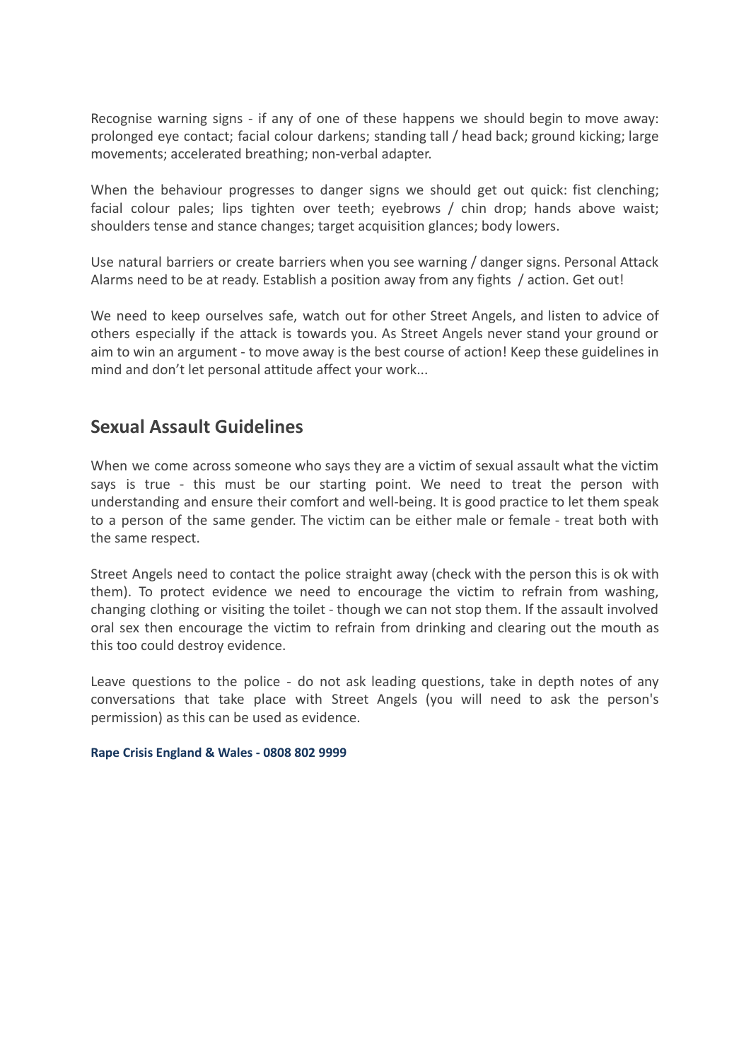Recognise warning signs - if any of one of these happens we should begin to move away: prolonged eye contact; facial colour darkens; standing tall / head back; ground kicking; large movements; accelerated breathing; non-verbal adapter.

When the behaviour progresses to danger signs we should get out quick: fist clenching; facial colour pales; lips tighten over teeth; eyebrows / chin drop; hands above waist; shoulders tense and stance changes; target acquisition glances; body lowers.

Use natural barriers or create barriers when you see warning / danger signs. Personal Attack Alarms need to be at ready. Establish a position away from any fights / action. Get out!

We need to keep ourselves safe, watch out for other Street Angels, and listen to advice of others especially if the attack is towards you. As Street Angels never stand your ground or aim to win an argument - to move away is the best course of action! Keep these guidelines in mind and don't let personal attitude affect your work...

## Sexual Assault Guidelines

When we come across someone who says they are a victim of sexual assault what the victim says is true - this must be our starting point. We need to treat the person with understanding and ensure their comfort and well-being. It is good practice to let them speak to a person of the same gender. The victim can be either male or female - treat both with the same respect.

Street Angels need to contact the police straight away (check with the person this is ok with them). To protect evidence we need to encourage the victim to refrain from washing, changing clothing or visiting the toilet - though we can not stop them. If the assault involved oral sex then encourage the victim to refrain from drinking and clearing out the mouth as this too could destroy evidence.

Leave questions to the police - do not ask leading questions, take in depth notes of any conversations that take place with Street Angels (you will need to ask the person's permission) as this can be used as evidence.

**Rape Crisis England & Wales - 0808 802 9999**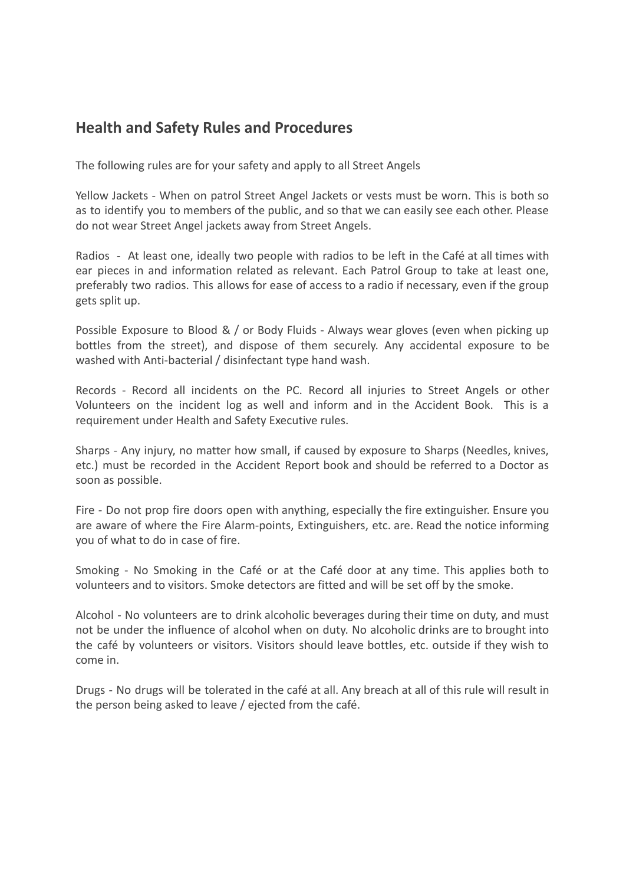## Health and Safety Rules and Procedures

The following rules are for your safety and apply to all Street Angels

Yellow Jackets - When on patrol Street Angel Jackets or vests must be worn. This is both so as to identify you to members of the public, and so that we can easily see each other. Please do not wear Street Angel jackets away from Street Angels.

Radios - At least one, ideally two people with radios to be left in the Café at all times with ear pieces in and information related as relevant. Each Patrol Group to take at least one, preferably two radios. This allows for ease of access to a radio if necessary, even if the group gets split up.

Possible Exposure to Blood & / or Body Fluids - Always wear gloves (even when picking up bottles from the street), and dispose of them securely. Any accidental exposure to be washed with Anti-bacterial / disinfectant type hand wash.

Records - Record all incidents on the PC. Record all injuries to Street Angels or other Volunteers on the incident log as well and inform and in the Accident Book. This is a requirement under Health and Safety Executive rules.

Sharps - Any injury, no matter how small, if caused by exposure to Sharps (Needles, knives, etc.) must be recorded in the Accident Report book and should be referred to a Doctor as soon as possible.

Fire - Do not prop fire doors open with anything, especially the fire extinguisher. Ensure you are aware of where the Fire Alarm-points, Extinguishers, etc. are. Read the notice informing you of what to do in case of fire.

Smoking - No Smoking in the Café or at the Café door at any time. This applies both to volunteers and to visitors. Smoke detectors are fitted and will be set off by the smoke.

Alcohol - No volunteers are to drink alcoholic beverages during their time on duty, and must not be under the influence of alcohol when on duty. No alcoholic drinks are to brought into the café by volunteers or visitors. Visitors should leave bottles, etc. outside if they wish to come in.

Drugs - No drugs will be tolerated in the café at all. Any breach at all of this rule will result in the person being asked to leave / ejected from the café.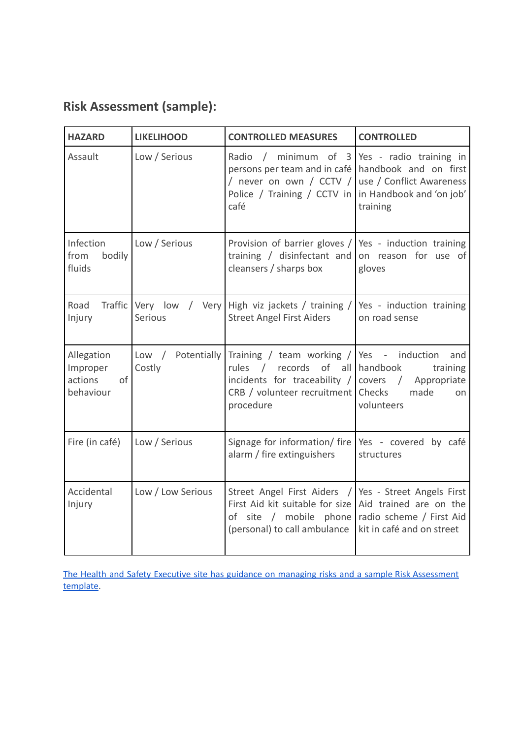## Risk Assessment (sample):

| HAZARD | LIKELIHOOD | CONTROLLED MEASURES | CONTROLLED |
|---|---|---|---|
| Assault | Low / Serious | Radio / minimum of 3 persons per team and in café / never on own / CCTV / Police / Training / CCTV in café | Yes - radio training in handbook and on first use / Conflict Awareness in Handbook and 'on job' training |
| Infection from bodily fluids | Low / Serious | Provision of barrier gloves / training / disinfectant and cleansers / sharps box | Yes - induction training on reason for use of gloves |
| Road Traffic Injury | Very low / Very Serious | High viz jackets / training / Street Angel First Aiders | Yes - induction training on road sense |
| Allegation Improper actions of behaviour | Low / Potentially Costly | Training / team working / rules / records of all incidents for traceability / CRB / volunteer recruitment procedure | Yes - induction and handbook training covers / Appropriate Checks made on volunteers |
| Fire (in café) | Low / Serious | Signage for information/ fire alarm / fire extinguishers | Yes - covered by café structures |
| Accidental Injury | Low / Low Serious | Street Angel First Aiders / First Aid kit suitable for size of site / mobile phone (personal) to call ambulance | Yes - Street Angels First Aid trained are on the radio scheme / First Aid kit in café and on street |

The Health and Safety Executive site has guidance on managing risks and a sample Risk Assessment template.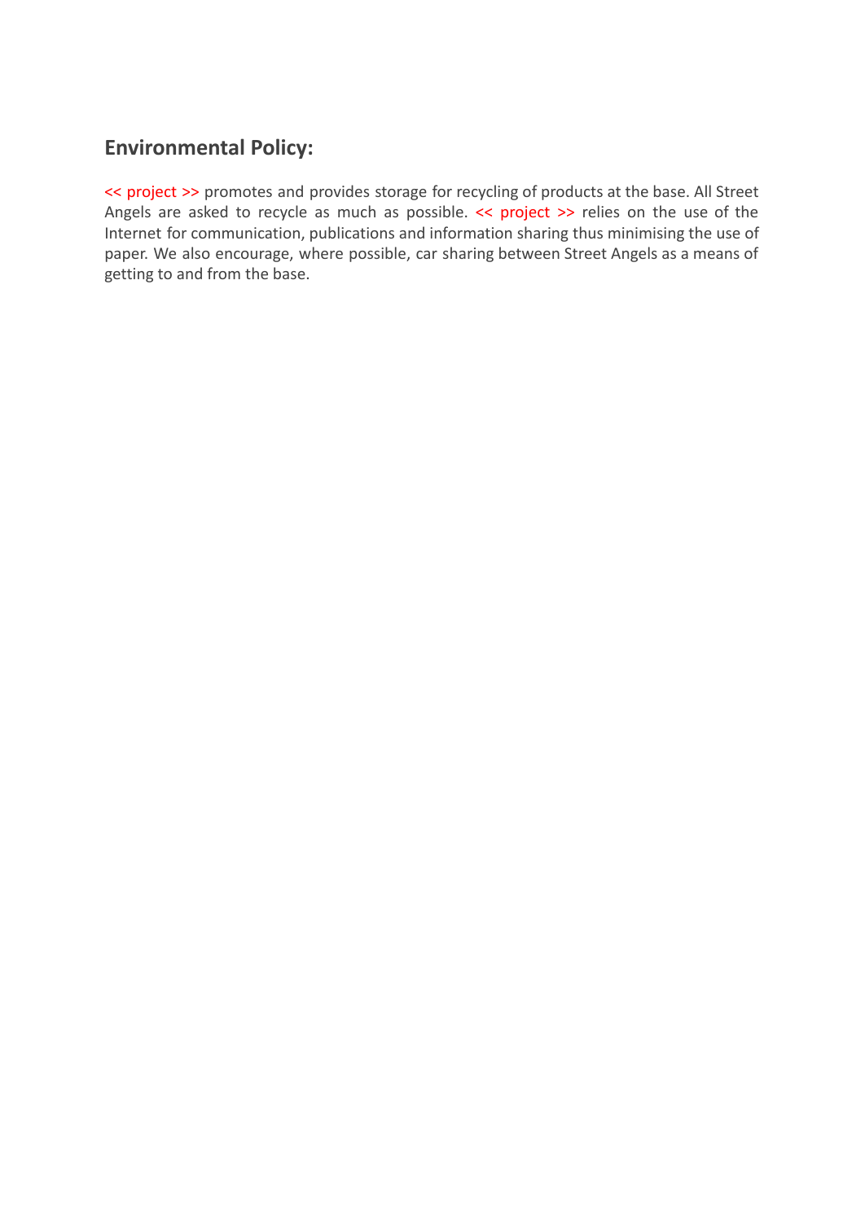## Environmental Policy:

<< project >> promotes and provides storage for recycling of products at the base. All Street Angels are asked to recycle as much as possible. << project >> relies on the use of the Internet for communication, publications and information sharing thus minimising the use of paper. We also encourage, where possible, car sharing between Street Angels as a means of getting to and from the base.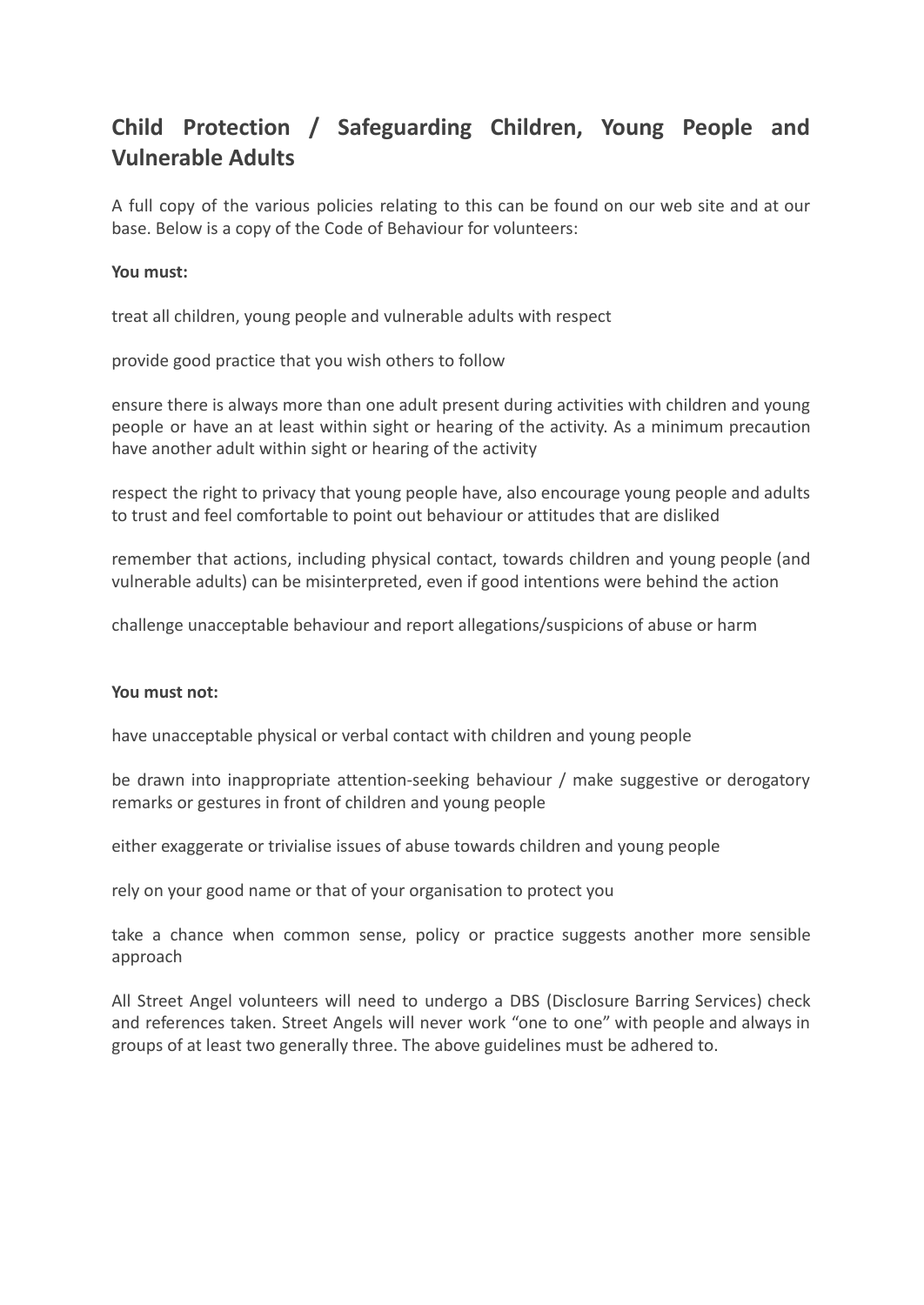## Child Protection / Safeguarding Children, Young People and Vulnerable Adults

A full copy of the various policies relating to this can be found on our web site and at our base. Below is a copy of the Code of Behaviour for volunteers:

**You must:**

treat all children, young people and vulnerable adults with respect

provide good practice that you wish others to follow

ensure there is always more than one adult present during activities with children and young people or have an at least within sight or hearing of the activity. As a minimum precaution have another adult within sight or hearing of the activity

respect the right to privacy that young people have, also encourage young people and adults to trust and feel comfortable to point out behaviour or attitudes that are disliked

remember that actions, including physical contact, towards children and young people (and vulnerable adults) can be misinterpreted, even if good intentions were behind the action

challenge unacceptable behaviour and report allegations/suspicions of abuse or harm

**You must not:**

have unacceptable physical or verbal contact with children and young people

be drawn into inappropriate attention-seeking behaviour / make suggestive or derogatory remarks or gestures in front of children and young people

either exaggerate or trivialise issues of abuse towards children and young people

rely on your good name or that of your organisation to protect you

take a chance when common sense, policy or practice suggests another more sensible approach

All Street Angel volunteers will need to undergo a DBS (Disclosure Barring Services) check and references taken. Street Angels will never work "one to one" with people and always in groups of at least two generally three. The above guidelines must be adhered to.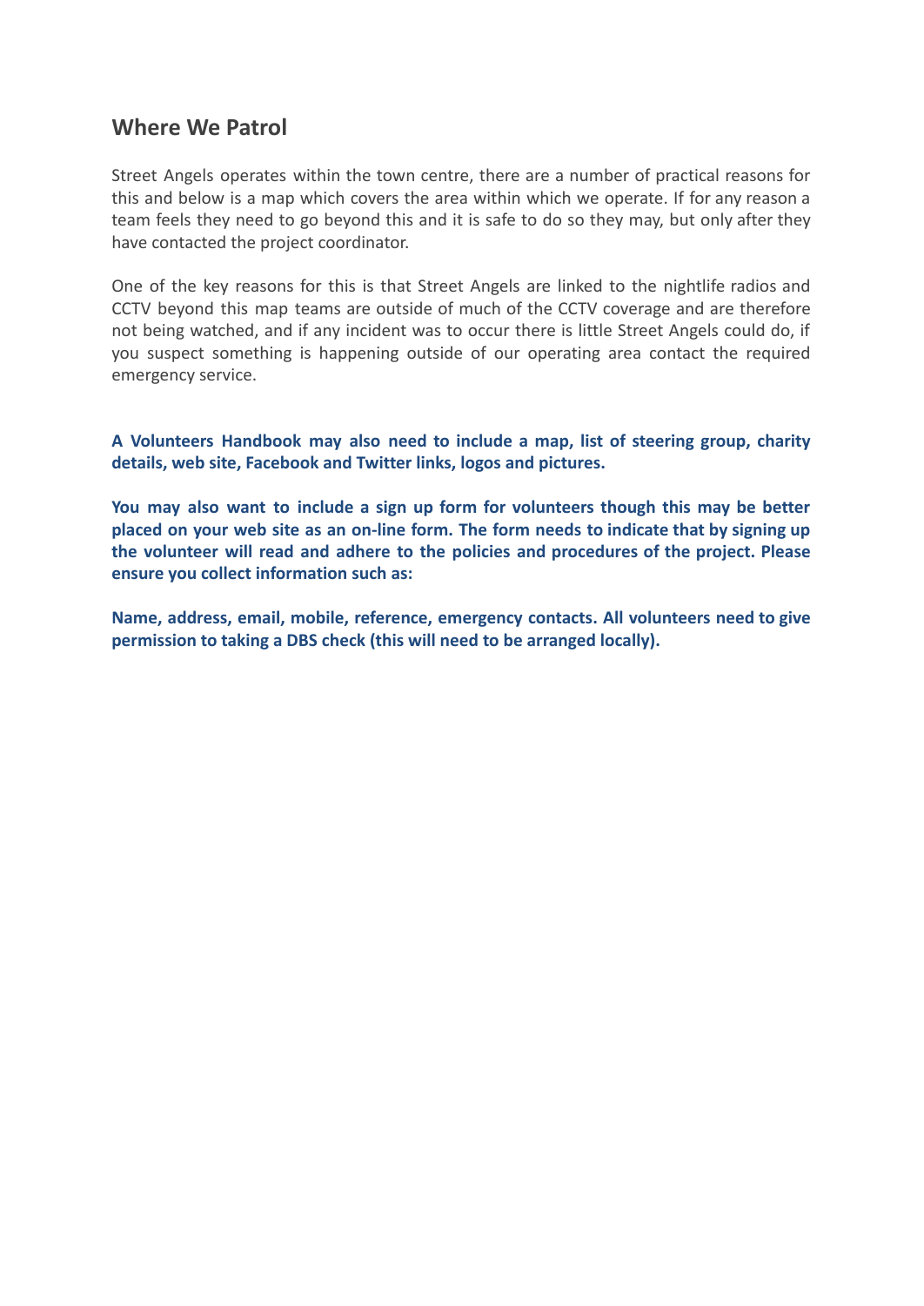## Where We Patrol

Street Angels operates within the town centre, there are a number of practical reasons for this and below is a map which covers the area within which we operate. If for any reason a team feels they need to go beyond this and it is safe to do so they may, but only after they have contacted the project coordinator.

One of the key reasons for this is that Street Angels are linked to the nightlife radios and CCTV beyond this map teams are outside of much of the CCTV coverage and are therefore not being watched, and if any incident was to occur there is little Street Angels could do, if you suspect something is happening outside of our operating area contact the required emergency service.

**A Volunteers Handbook may also need to include a map, list of steering group, charity details, web site, Facebook and Twitter links, logos and pictures.**

**You may also want to include a sign up form for volunteers though this may be better placed on your web site as an on-line form. The form needs to indicate that by signing up the volunteer will read and adhere to the policies and procedures of the project. Please ensure you collect information such as:**

**Name, address, email, mobile, reference, emergency contacts. All volunteers need to give permission to taking a DBS check (this will need to be arranged locally).**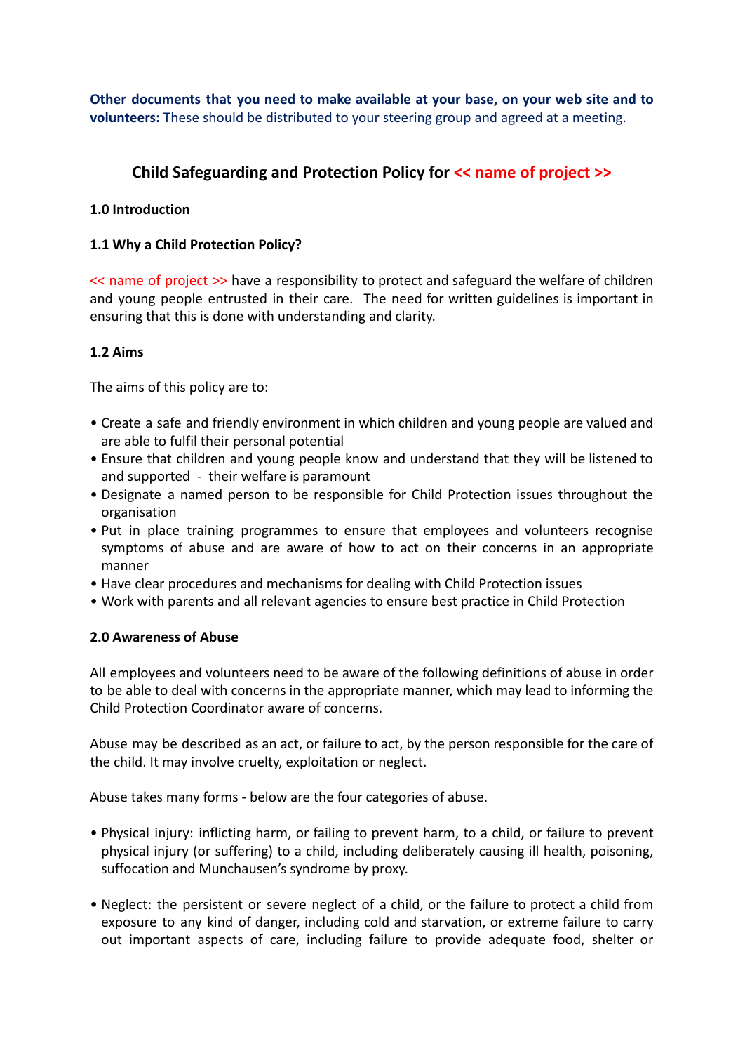**Other documents that you need to make available at your base, on your web site and to volunteers:** These should be distributed to your steering group and agreed at a meeting.

## Child Safeguarding and Protection Policy for << name of project >>

### 1.0 Introduction

### 1.1 Why a Child Protection Policy?

<< name of project >> have a responsibility to protect and safeguard the welfare of children and young people entrusted in their care. The need for written guidelines is important in ensuring that this is done with understanding and clarity.

### 1.2 Aims

The aims of this policy are to:

- Create a safe and friendly environment in which children and young people are valued and are able to fulfil their personal potential
- Ensure that children and young people know and understand that they will be listened to and supported - their welfare is paramount
- Designate a named person to be responsible for Child Protection issues throughout the organisation
- Put in place training programmes to ensure that employees and volunteers recognise symptoms of abuse and are aware of how to act on their concerns in an appropriate manner
- Have clear procedures and mechanisms for dealing with Child Protection issues
- Work with parents and all relevant agencies to ensure best practice in Child Protection

### 2.0 Awareness of Abuse

All employees and volunteers need to be aware of the following definitions of abuse in order to be able to deal with concerns in the appropriate manner, which may lead to informing the Child Protection Coordinator aware of concerns.

Abuse may be described as an act, or failure to act, by the person responsible for the care of the child. It may involve cruelty, exploitation or neglect.

Abuse takes many forms - below are the four categories of abuse.

- Physical injury: inflicting harm, or failing to prevent harm, to a child, or failure to prevent physical injury (or suffering) to a child, including deliberately causing ill health, poisoning, suffocation and Munchausen's syndrome by proxy.

- Neglect: the persistent or severe neglect of a child, or the failure to protect a child from exposure to any kind of danger, including cold and starvation, or extreme failure to carry out important aspects of care, including failure to provide adequate food, shelter or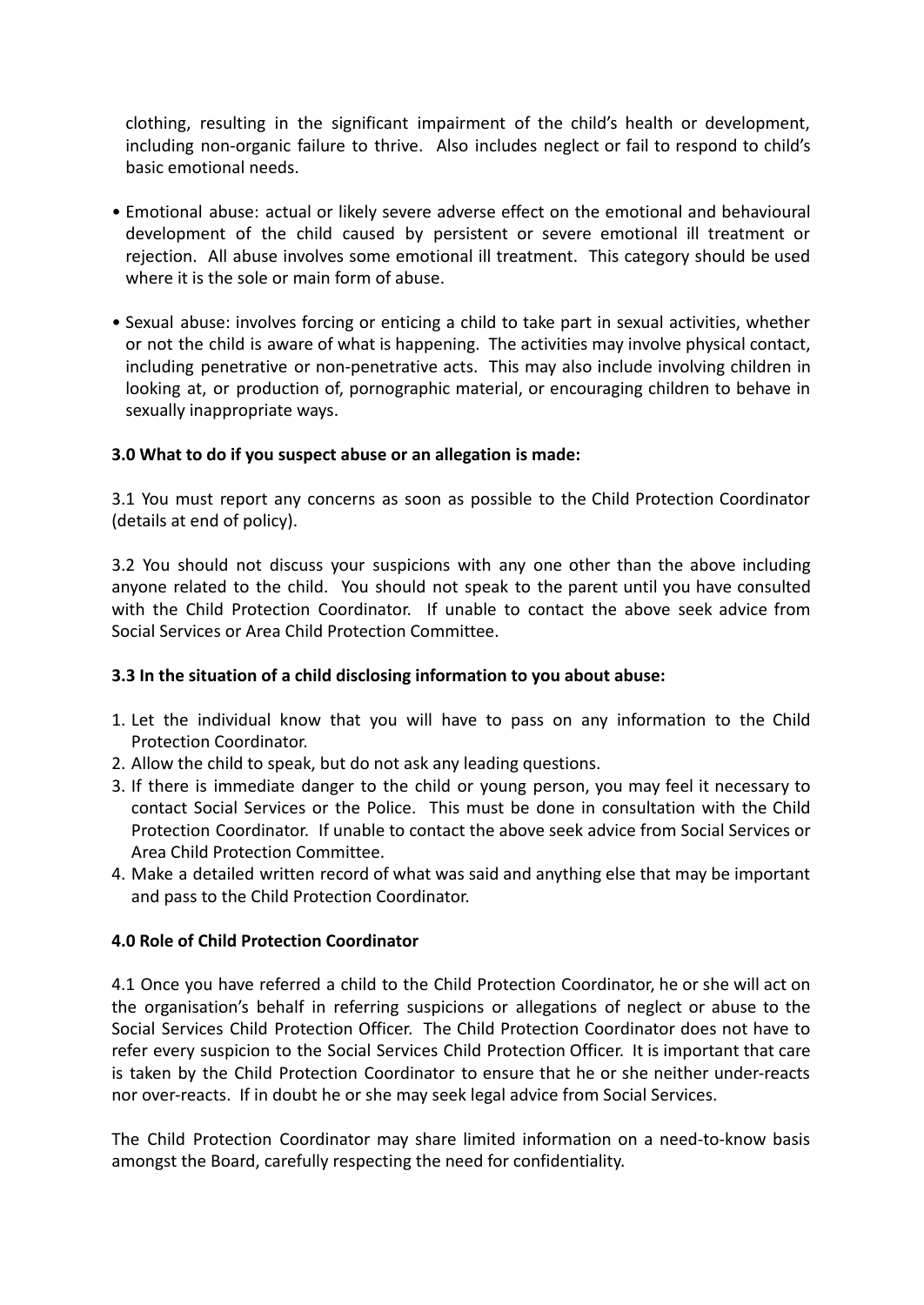clothing, resulting in the significant impairment of the child's health or development, including non-organic failure to thrive. Also includes neglect or fail to respond to child's basic emotional needs.

- Emotional abuse: actual or likely severe adverse effect on the emotional and behavioural development of the child caused by persistent or severe emotional ill treatment or rejection. All abuse involves some emotional ill treatment. This category should be used where it is the sole or main form of abuse.

- Sexual abuse: involves forcing or enticing a child to take part in sexual activities, whether or not the child is aware of what is happening. The activities may involve physical contact, including penetrative or non-penetrative acts. This may also include involving children in looking at, or production of, pornographic material, or encouraging children to behave in sexually inappropriate ways.

**3.0 What to do if you suspect abuse or an allegation is made:**

3.1 You must report any concerns as soon as possible to the Child Protection Coordinator (details at end of policy).

3.2 You should not discuss your suspicions with any one other than the above including anyone related to the child. You should not speak to the parent until you have consulted with the Child Protection Coordinator. If unable to contact the above seek advice from Social Services or Area Child Protection Committee.

**3.3 In the situation of a child disclosing information to you about abuse:**

1. Let the individual know that you will have to pass on any information to the Child Protection Coordinator.
2. Allow the child to speak, but do not ask any leading questions.
3. If there is immediate danger to the child or young person, you may feel it necessary to contact Social Services or the Police. This must be done in consultation with the Child Protection Coordinator. If unable to contact the above seek advice from Social Services or Area Child Protection Committee.
4. Make a detailed written record of what was said and anything else that may be important and pass to the Child Protection Coordinator.

**4.0 Role of Child Protection Coordinator**

4.1 Once you have referred a child to the Child Protection Coordinator, he or she will act on the organisation's behalf in referring suspicions or allegations of neglect or abuse to the Social Services Child Protection Officer. The Child Protection Coordinator does not have to refer every suspicion to the Social Services Child Protection Officer. It is important that care is taken by the Child Protection Coordinator to ensure that he or she neither under-reacts nor over-reacts. If in doubt he or she may seek legal advice from Social Services.

The Child Protection Coordinator may share limited information on a need-to-know basis amongst the Board, carefully respecting the need for confidentiality.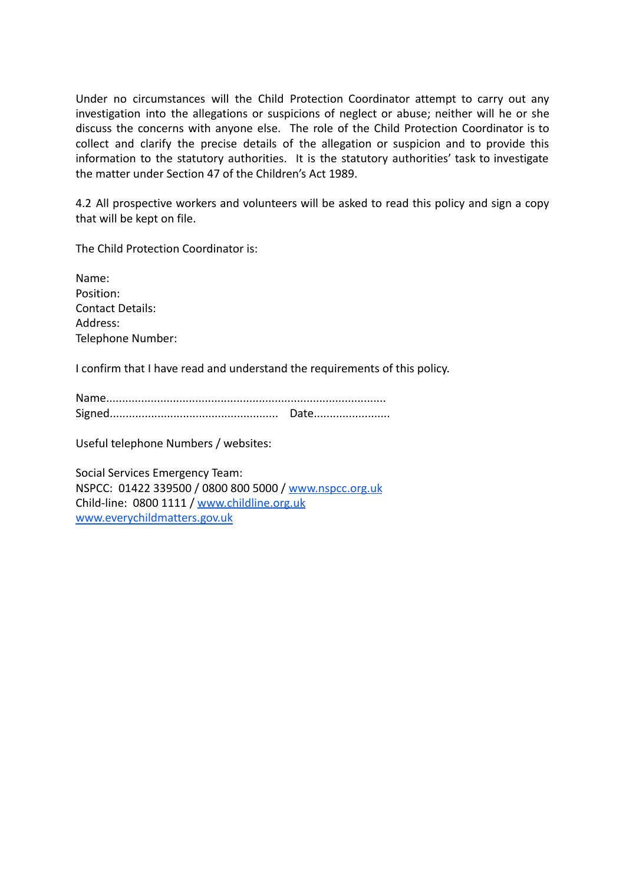Under no circumstances will the Child Protection Coordinator attempt to carry out any investigation into the allegations or suspicions of neglect or abuse; neither will he or she discuss the concerns with anyone else. The role of the Child Protection Coordinator is to collect and clarify the precise details of the allegation or suspicion and to provide this information to the statutory authorities. It is the statutory authorities' task to investigate the matter under Section 47 of the Children's Act 1989.

4.2 All prospective workers and volunteers will be asked to read this policy and sign a copy that will be kept on file.

The Child Protection Coordinator is:

Name:
Position:
Contact Details:
Address:
Telephone Number:

I confirm that I have read and understand the requirements of this policy.

Name.......................................................................................
Signed.....................................................  Date........................

Useful telephone Numbers / websites:

Social Services Emergency Team:
NSPCC: 01422 339500 / 0800 800 5000 / www.nspcc.org.uk
Child-line: 0800 1111 / www.childline.org.uk
www.everychildmatters.gov.uk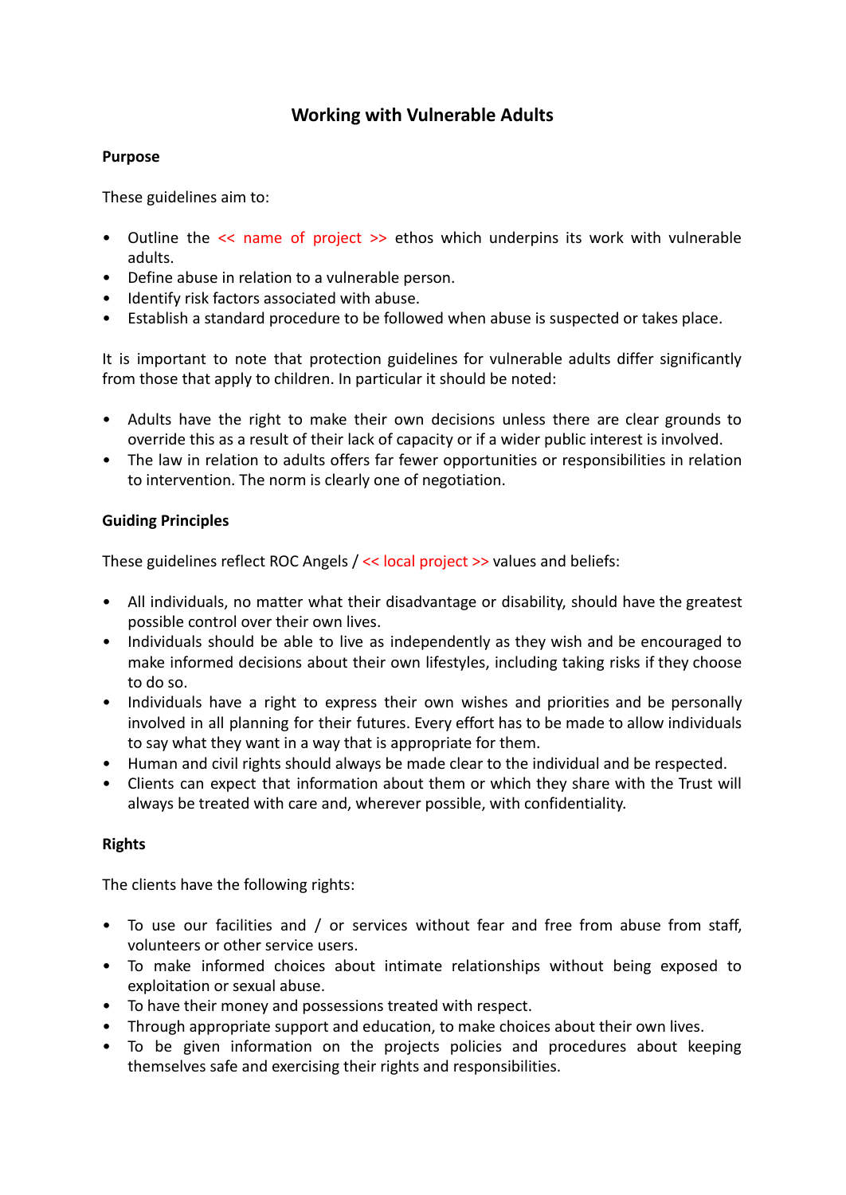# Working with Vulnerable Adults

**Purpose**

These guidelines aim to:

- Outline the << name of project >> ethos which underpins its work with vulnerable adults.
- Define abuse in relation to a vulnerable person.
- Identify risk factors associated with abuse.
- Establish a standard procedure to be followed when abuse is suspected or takes place.

It is important to note that protection guidelines for vulnerable adults differ significantly from those that apply to children. In particular it should be noted:

- Adults have the right to make their own decisions unless there are clear grounds to override this as a result of their lack of capacity or if a wider public interest is involved.
- The law in relation to adults offers far fewer opportunities or responsibilities in relation to intervention. The norm is clearly one of negotiation.

**Guiding Principles**

These guidelines reflect ROC Angels / << local project >> values and beliefs:

- All individuals, no matter what their disadvantage or disability, should have the greatest possible control over their own lives.
- Individuals should be able to live as independently as they wish and be encouraged to make informed decisions about their own lifestyles, including taking risks if they choose to do so.
- Individuals have a right to express their own wishes and priorities and be personally involved in all planning for their futures. Every effort has to be made to allow individuals to say what they want in a way that is appropriate for them.
- Human and civil rights should always be made clear to the individual and be respected.
- Clients can expect that information about them or which they share with the Trust will always be treated with care and, wherever possible, with confidentiality.

**Rights**

The clients have the following rights:

- To use our facilities and / or services without fear and free from abuse from staff, volunteers or other service users.
- To make informed choices about intimate relationships without being exposed to exploitation or sexual abuse.
- To have their money and possessions treated with respect.
- Through appropriate support and education, to make choices about their own lives.
- To be given information on the projects policies and procedures about keeping themselves safe and exercising their rights and responsibilities.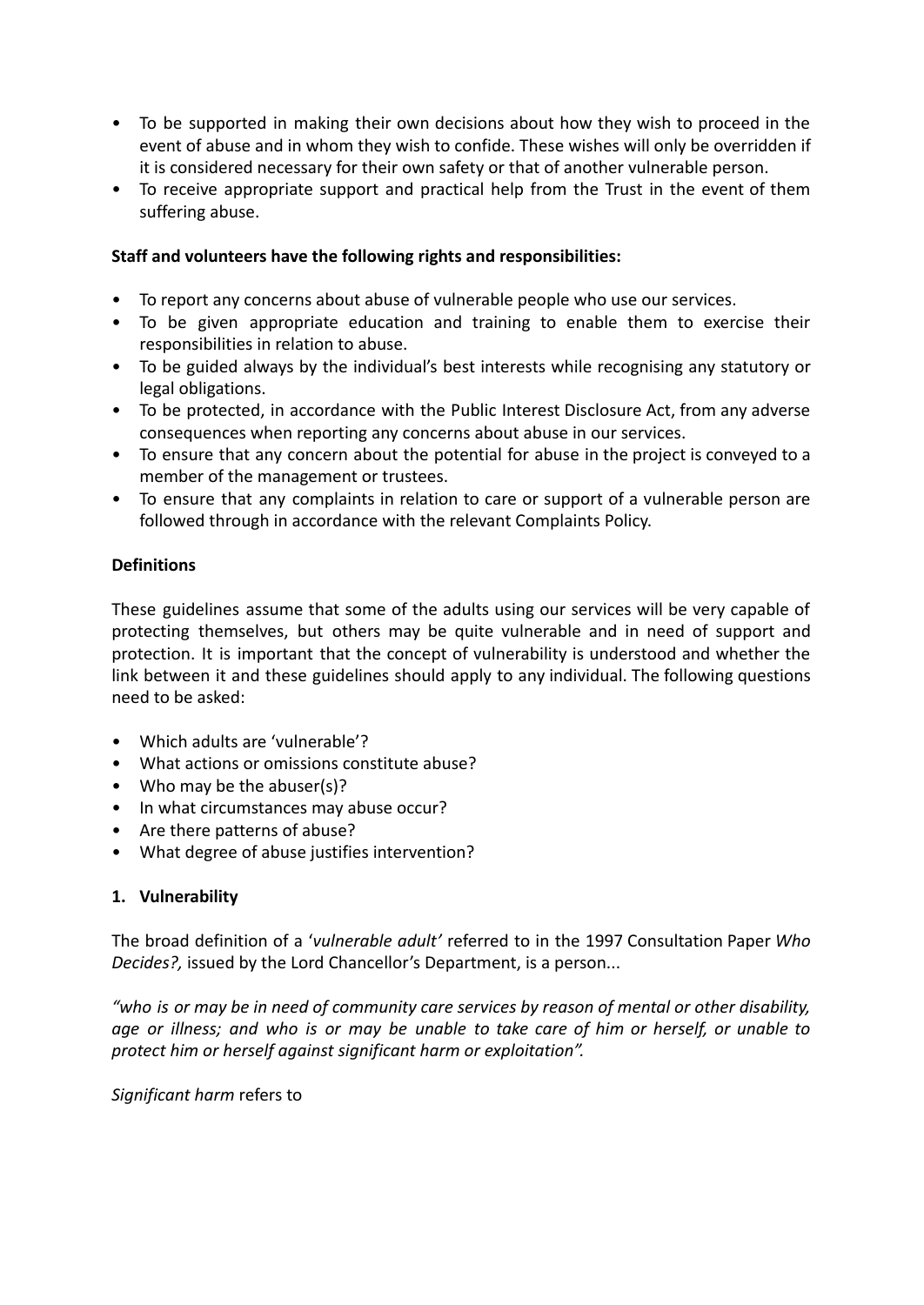- To be supported in making their own decisions about how they wish to proceed in the event of abuse and in whom they wish to confide. These wishes will only be overridden if it is considered necessary for their own safety or that of another vulnerable person.
- To receive appropriate support and practical help from the Trust in the event of them suffering abuse.

**Staff and volunteers have the following rights and responsibilities:**

- To report any concerns about abuse of vulnerable people who use our services.
- To be given appropriate education and training to enable them to exercise their responsibilities in relation to abuse.
- To be guided always by the individual's best interests while recognising any statutory or legal obligations.
- To be protected, in accordance with the Public Interest Disclosure Act, from any adverse consequences when reporting any concerns about abuse in our services.
- To ensure that any concern about the potential for abuse in the project is conveyed to a member of the management or trustees.
- To ensure that any complaints in relation to care or support of a vulnerable person are followed through in accordance with the relevant Complaints Policy.

**Definitions**

These guidelines assume that some of the adults using our services will be very capable of protecting themselves, but others may be quite vulnerable and in need of support and protection. It is important that the concept of vulnerability is understood and whether the link between it and these guidelines should apply to any individual. The following questions need to be asked:

- Which adults are 'vulnerable'?
- What actions or omissions constitute abuse?
- Who may be the abuser(s)?
- In what circumstances may abuse occur?
- Are there patterns of abuse?
- What degree of abuse justifies intervention?

**1. Vulnerability**

The broad definition of a '*vulnerable adult'* referred to in the 1997 Consultation Paper *Who Decides?,* issued by the Lord Chancellor's Department, is a person...

*"who is or may be in need of community care services by reason of mental or other disability, age or illness; and who is or may be unable to take care of him or herself, or unable to protect him or herself against significant harm or exploitation".*

*Significant harm* refers to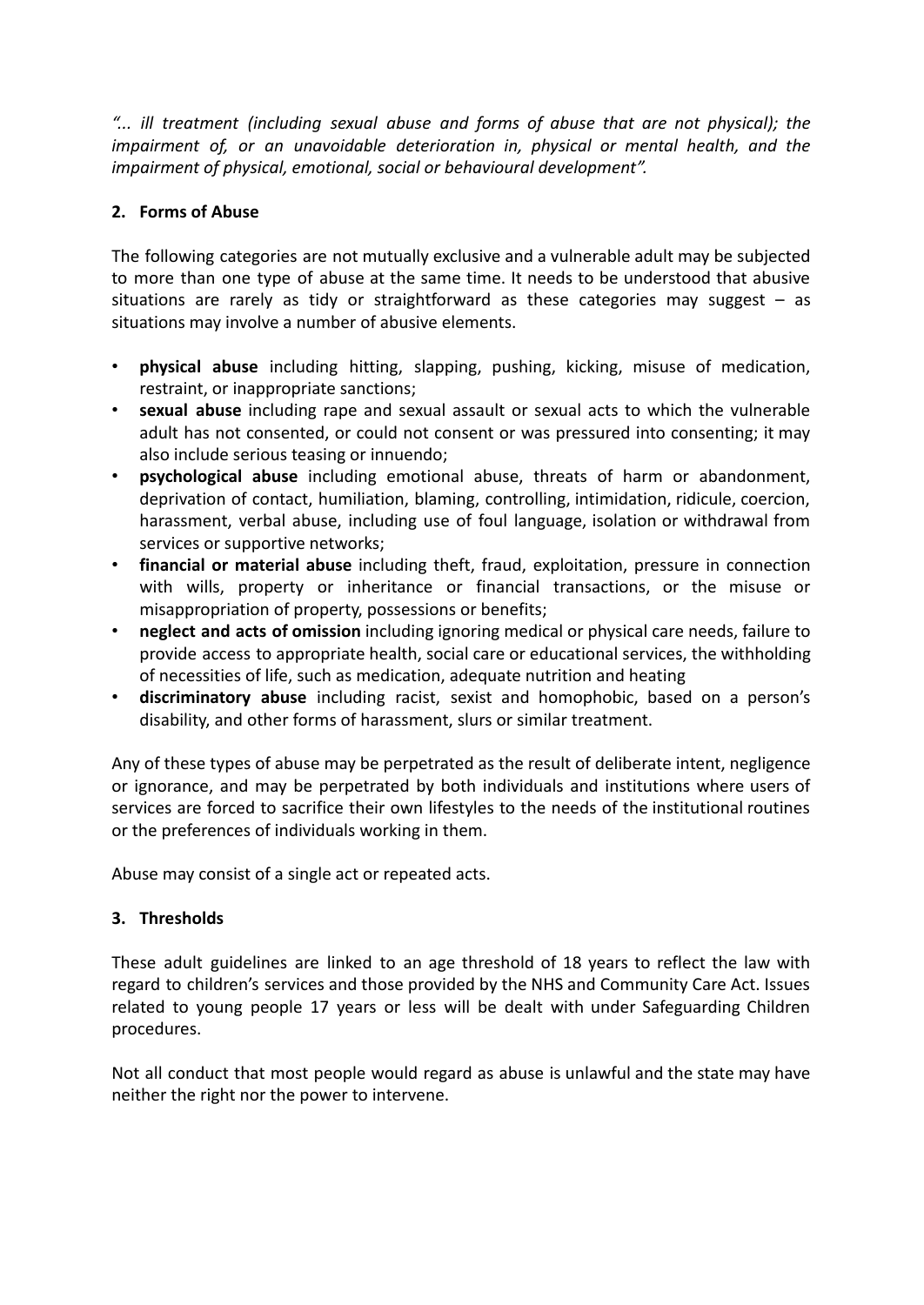*"... ill treatment (including sexual abuse and forms of abuse that are not physical); the impairment of, or an unavoidable deterioration in, physical or mental health, and the impairment of physical, emotional, social or behavioural development".*

## 2. Forms of Abuse

The following categories are not mutually exclusive and a vulnerable adult may be subjected to more than one type of abuse at the same time. It needs to be understood that abusive situations are rarely as tidy or straightforward as these categories may suggest – as situations may involve a number of abusive elements.

- **physical abuse** including hitting, slapping, pushing, kicking, misuse of medication, restraint, or inappropriate sanctions;
- **sexual abuse** including rape and sexual assault or sexual acts to which the vulnerable adult has not consented, or could not consent or was pressured into consenting; it may also include serious teasing or innuendo;
- **psychological abuse** including emotional abuse, threats of harm or abandonment, deprivation of contact, humiliation, blaming, controlling, intimidation, ridicule, coercion, harassment, verbal abuse, including use of foul language, isolation or withdrawal from services or supportive networks;
- **financial or material abuse** including theft, fraud, exploitation, pressure in connection with wills, property or inheritance or financial transactions, or the misuse or misappropriation of property, possessions or benefits;
- **neglect and acts of omission** including ignoring medical or physical care needs, failure to provide access to appropriate health, social care or educational services, the withholding of necessities of life, such as medication, adequate nutrition and heating
- **discriminatory abuse** including racist, sexist and homophobic, based on a person's disability, and other forms of harassment, slurs or similar treatment.

Any of these types of abuse may be perpetrated as the result of deliberate intent, negligence or ignorance, and may be perpetrated by both individuals and institutions where users of services are forced to sacrifice their own lifestyles to the needs of the institutional routines or the preferences of individuals working in them.

Abuse may consist of a single act or repeated acts.

## 3. Thresholds

These adult guidelines are linked to an age threshold of 18 years to reflect the law with regard to children's services and those provided by the NHS and Community Care Act. Issues related to young people 17 years or less will be dealt with under Safeguarding Children procedures.

Not all conduct that most people would regard as abuse is unlawful and the state may have neither the right nor the power to intervene.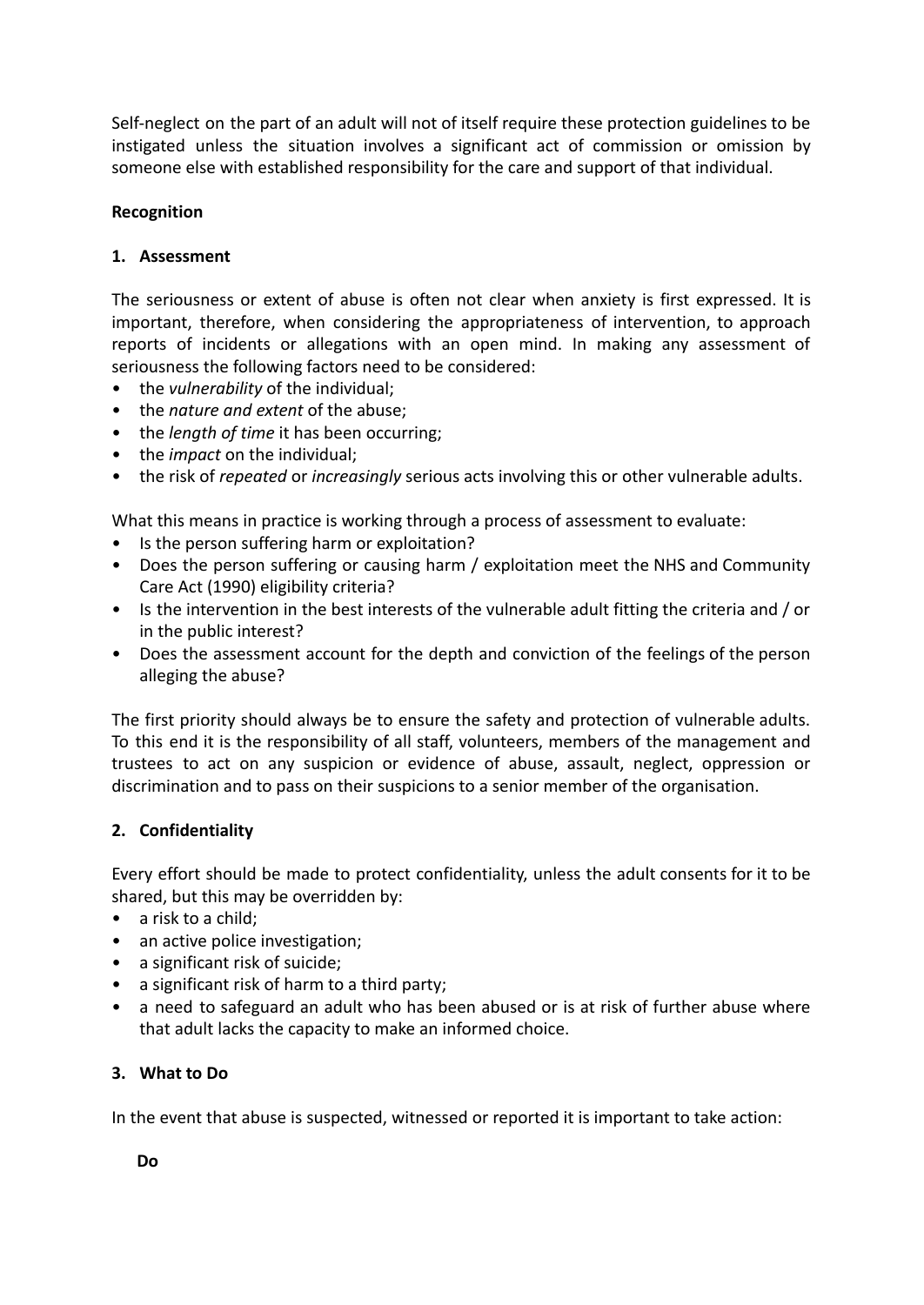Self-neglect on the part of an adult will not of itself require these protection guidelines to be instigated unless the situation involves a significant act of commission or omission by someone else with established responsibility for the care and support of that individual.

**Recognition**

**1. Assessment**

The seriousness or extent of abuse is often not clear when anxiety is first expressed. It is important, therefore, when considering the appropriateness of intervention, to approach reports of incidents or allegations with an open mind. In making any assessment of seriousness the following factors need to be considered:

- the *vulnerability* of the individual;
- the *nature and extent* of the abuse;
- the *length of time* it has been occurring;
- the *impact* on the individual;
- the risk of *repeated* or *increasingly* serious acts involving this or other vulnerable adults.

What this means in practice is working through a process of assessment to evaluate:

- Is the person suffering harm or exploitation?
- Does the person suffering or causing harm / exploitation meet the NHS and Community Care Act (1990) eligibility criteria?
- Is the intervention in the best interests of the vulnerable adult fitting the criteria and / or in the public interest?
- Does the assessment account for the depth and conviction of the feelings of the person alleging the abuse?

The first priority should always be to ensure the safety and protection of vulnerable adults. To this end it is the responsibility of all staff, volunteers, members of the management and trustees to act on any suspicion or evidence of abuse, assault, neglect, oppression or discrimination and to pass on their suspicions to a senior member of the organisation.

**2. Confidentiality**

Every effort should be made to protect confidentiality, unless the adult consents for it to be shared, but this may be overridden by:

- a risk to a child;
- an active police investigation;
- a significant risk of suicide;
- a significant risk of harm to a third party;
- a need to safeguard an adult who has been abused or is at risk of further abuse where that adult lacks the capacity to make an informed choice.

**3. What to Do**

In the event that abuse is suspected, witnessed or reported it is important to take action:

**Do**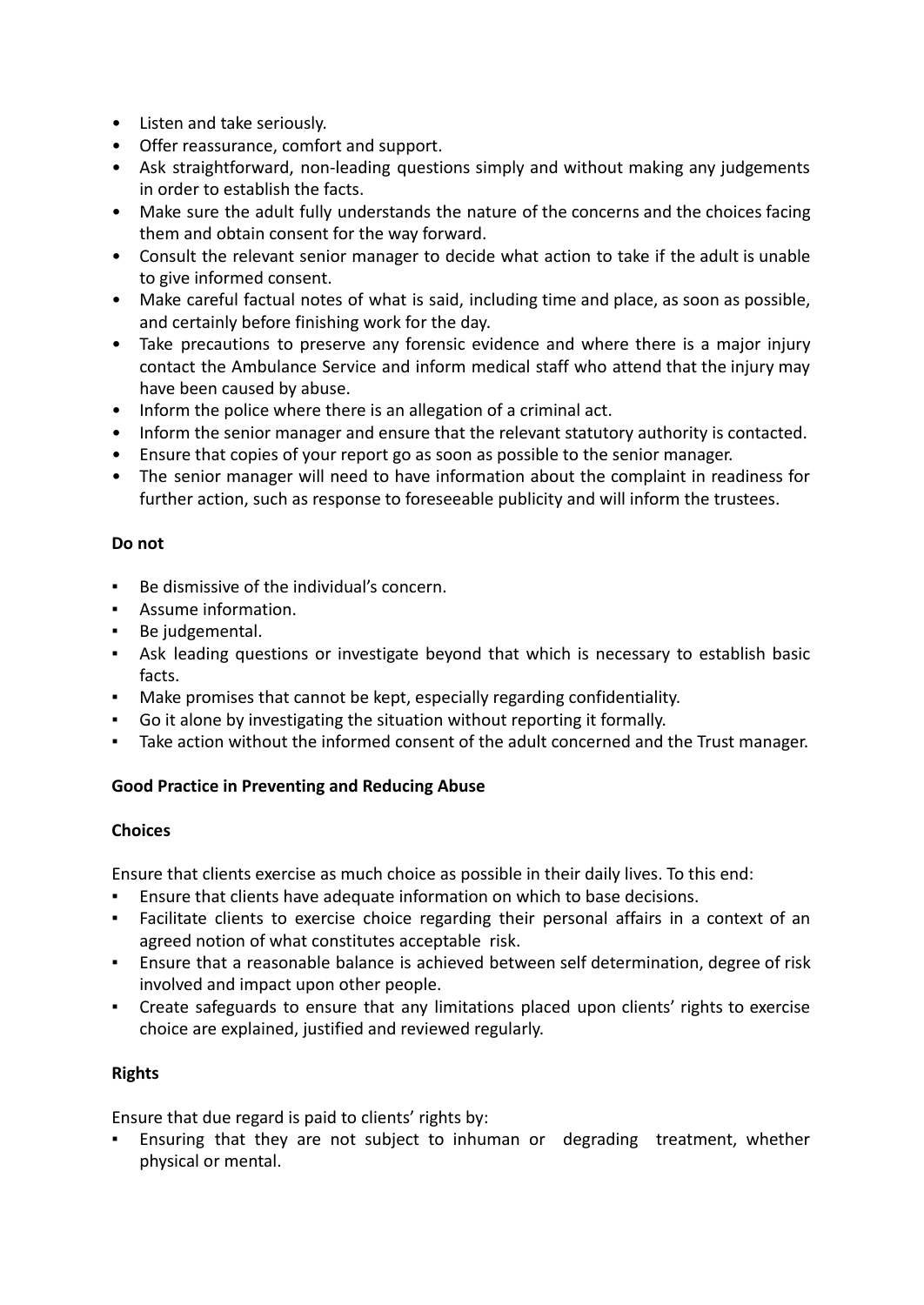- Listen and take seriously.
- Offer reassurance, comfort and support.
- Ask straightforward, non-leading questions simply and without making any judgements in order to establish the facts.
- Make sure the adult fully understands the nature of the concerns and the choices facing them and obtain consent for the way forward.
- Consult the relevant senior manager to decide what action to take if the adult is unable to give informed consent.
- Make careful factual notes of what is said, including time and place, as soon as possible, and certainly before finishing work for the day.
- Take precautions to preserve any forensic evidence and where there is a major injury contact the Ambulance Service and inform medical staff who attend that the injury may have been caused by abuse.
- Inform the police where there is an allegation of a criminal act.
- Inform the senior manager and ensure that the relevant statutory authority is contacted.
- Ensure that copies of your report go as soon as possible to the senior manager.
- The senior manager will need to have information about the complaint in readiness for further action, such as response to foreseeable publicity and will inform the trustees.

**Do not**

- Be dismissive of the individual's concern.
- Assume information.
- Be judgemental.
- Ask leading questions or investigate beyond that which is necessary to establish basic facts.
- Make promises that cannot be kept, especially regarding confidentiality.
- Go it alone by investigating the situation without reporting it formally.
- Take action without the informed consent of the adult concerned and the Trust manager.

**Good Practice in Preventing and Reducing Abuse**

**Choices**

Ensure that clients exercise as much choice as possible in their daily lives. To this end:

- Ensure that clients have adequate information on which to base decisions.
- Facilitate clients to exercise choice regarding their personal affairs in a context of an agreed notion of what constitutes acceptable risk.
- Ensure that a reasonable balance is achieved between self determination, degree of risk involved and impact upon other people.
- Create safeguards to ensure that any limitations placed upon clients' rights to exercise choice are explained, justified and reviewed regularly.

**Rights**

Ensure that due regard is paid to clients' rights by:

- Ensuring that they are not subject to inhuman or degrading treatment, whether physical or mental.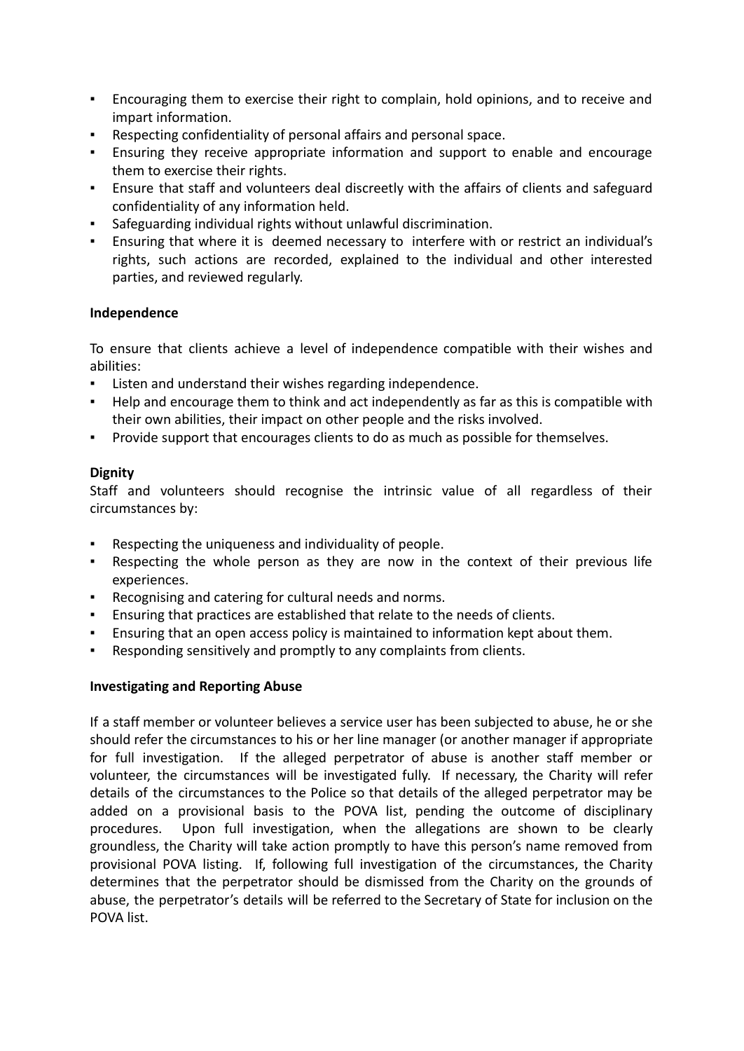- Encouraging them to exercise their right to complain, hold opinions, and to receive and impart information.
- Respecting confidentiality of personal affairs and personal space.
- Ensuring they receive appropriate information and support to enable and encourage them to exercise their rights.
- Ensure that staff and volunteers deal discreetly with the affairs of clients and safeguard confidentiality of any information held.
- Safeguarding individual rights without unlawful discrimination.
- Ensuring that where it is deemed necessary to interfere with or restrict an individual's rights, such actions are recorded, explained to the individual and other interested parties, and reviewed regularly.

**Independence**

To ensure that clients achieve a level of independence compatible with their wishes and abilities:

- Listen and understand their wishes regarding independence.
- Help and encourage them to think and act independently as far as this is compatible with their own abilities, their impact on other people and the risks involved.
- Provide support that encourages clients to do as much as possible for themselves.

**Dignity**

Staff and volunteers should recognise the intrinsic value of all regardless of their circumstances by:

- Respecting the uniqueness and individuality of people.
- Respecting the whole person as they are now in the context of their previous life experiences.
- Recognising and catering for cultural needs and norms.
- Ensuring that practices are established that relate to the needs of clients.
- Ensuring that an open access policy is maintained to information kept about them.
- Responding sensitively and promptly to any complaints from clients.

**Investigating and Reporting Abuse**

If a staff member or volunteer believes a service user has been subjected to abuse, he or she should refer the circumstances to his or her line manager (or another manager if appropriate for full investigation. If the alleged perpetrator of abuse is another staff member or volunteer, the circumstances will be investigated fully. If necessary, the Charity will refer details of the circumstances to the Police so that details of the alleged perpetrator may be added on a provisional basis to the POVA list, pending the outcome of disciplinary procedures. Upon full investigation, when the allegations are shown to be clearly groundless, the Charity will take action promptly to have this person's name removed from provisional POVA listing. If, following full investigation of the circumstances, the Charity determines that the perpetrator should be dismissed from the Charity on the grounds of abuse, the perpetrator's details will be referred to the Secretary of State for inclusion on the POVA list.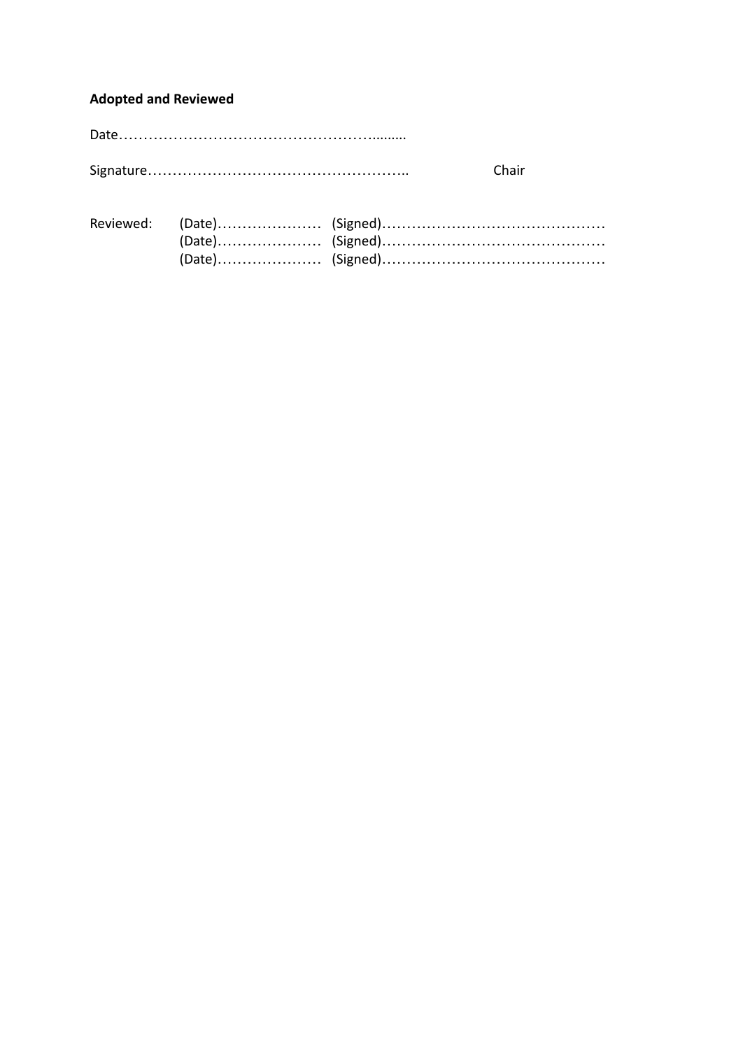**Adopted and Reviewed**

Date………………………………………………………

Signature…………………………………………….. Chair

Reviewed: (Date)………………… (Signed)………………………………………
(Date)………………… (Signed)………………………………………
(Date)………………… (Signed)………………………………………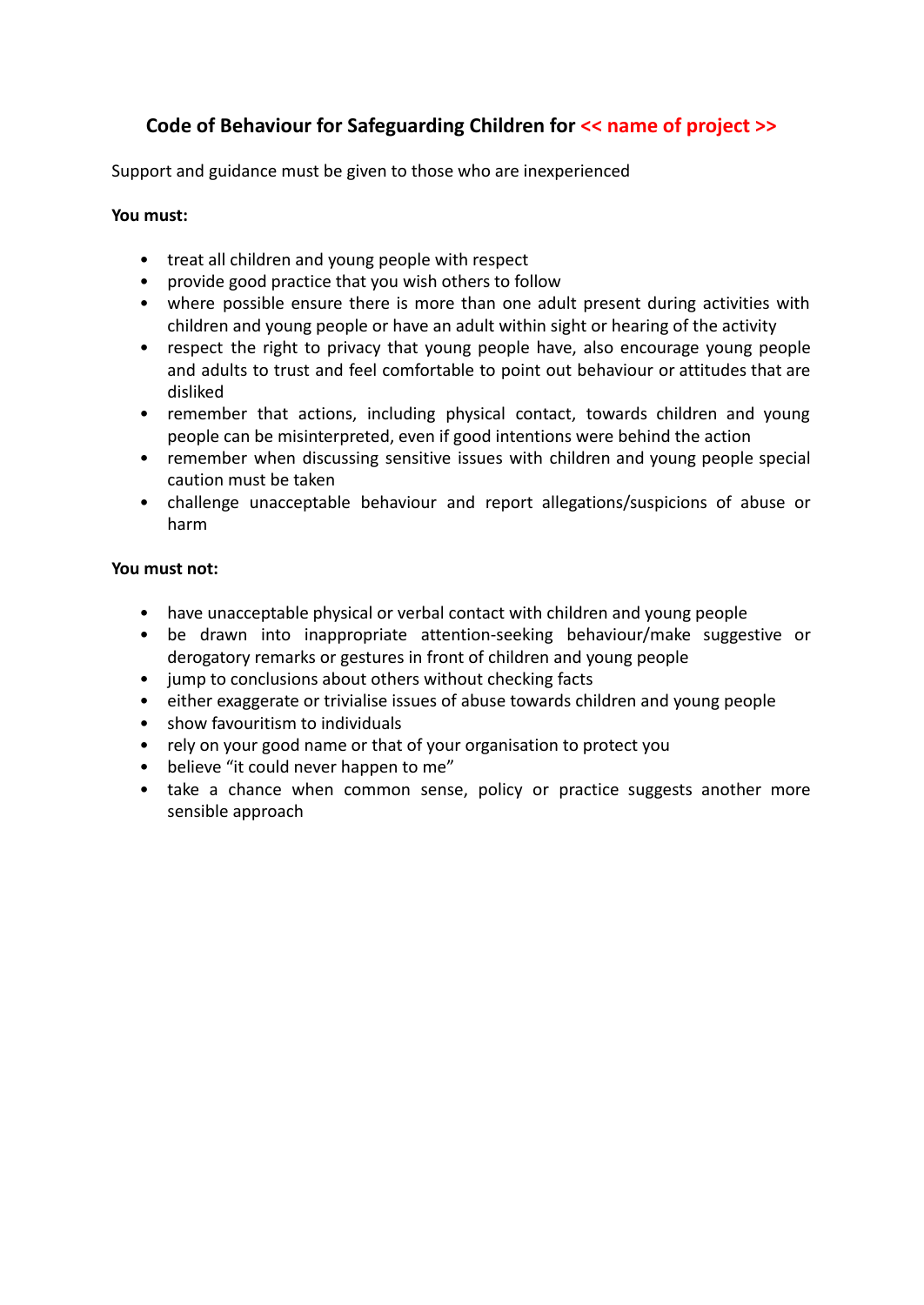# Code of Behaviour for Safeguarding Children for << name of project >>

Support and guidance must be given to those who are inexperienced

**You must:**

- treat all children and young people with respect
- provide good practice that you wish others to follow
- where possible ensure there is more than one adult present during activities with children and young people or have an adult within sight or hearing of the activity
- respect the right to privacy that young people have, also encourage young people and adults to trust and feel comfortable to point out behaviour or attitudes that are disliked
- remember that actions, including physical contact, towards children and young people can be misinterpreted, even if good intentions were behind the action
- remember when discussing sensitive issues with children and young people special caution must be taken
- challenge unacceptable behaviour and report allegations/suspicions of abuse or harm

**You must not:**

- have unacceptable physical or verbal contact with children and young people
- be drawn into inappropriate attention-seeking behaviour/make suggestive or derogatory remarks or gestures in front of children and young people
- jump to conclusions about others without checking facts
- either exaggerate or trivialise issues of abuse towards children and young people
- show favouritism to individuals
- rely on your good name or that of your organisation to protect you
- believe “it could never happen to me”
- take a chance when common sense, policy or practice suggests another more sensible approach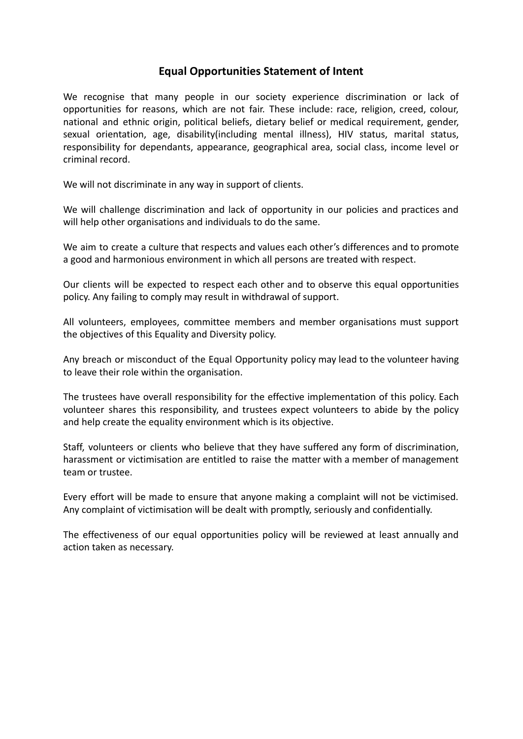## Equal Opportunities Statement of Intent

We recognise that many people in our society experience discrimination or lack of opportunities for reasons, which are not fair. These include: race, religion, creed, colour, national and ethnic origin, political beliefs, dietary belief or medical requirement, gender, sexual orientation, age, disability(including mental illness), HIV status, marital status, responsibility for dependants, appearance, geographical area, social class, income level or criminal record.

We will not discriminate in any way in support of clients.

We will challenge discrimination and lack of opportunity in our policies and practices and will help other organisations and individuals to do the same.

We aim to create a culture that respects and values each other's differences and to promote a good and harmonious environment in which all persons are treated with respect.

Our clients will be expected to respect each other and to observe this equal opportunities policy. Any failing to comply may result in withdrawal of support.

All volunteers, employees, committee members and member organisations must support the objectives of this Equality and Diversity policy.

Any breach or misconduct of the Equal Opportunity policy may lead to the volunteer having to leave their role within the organisation.

The trustees have overall responsibility for the effective implementation of this policy. Each volunteer shares this responsibility, and trustees expect volunteers to abide by the policy and help create the equality environment which is its objective.

Staff, volunteers or clients who believe that they have suffered any form of discrimination, harassment or victimisation are entitled to raise the matter with a member of management team or trustee.

Every effort will be made to ensure that anyone making a complaint will not be victimised. Any complaint of victimisation will be dealt with promptly, seriously and confidentially.

The effectiveness of our equal opportunities policy will be reviewed at least annually and action taken as necessary.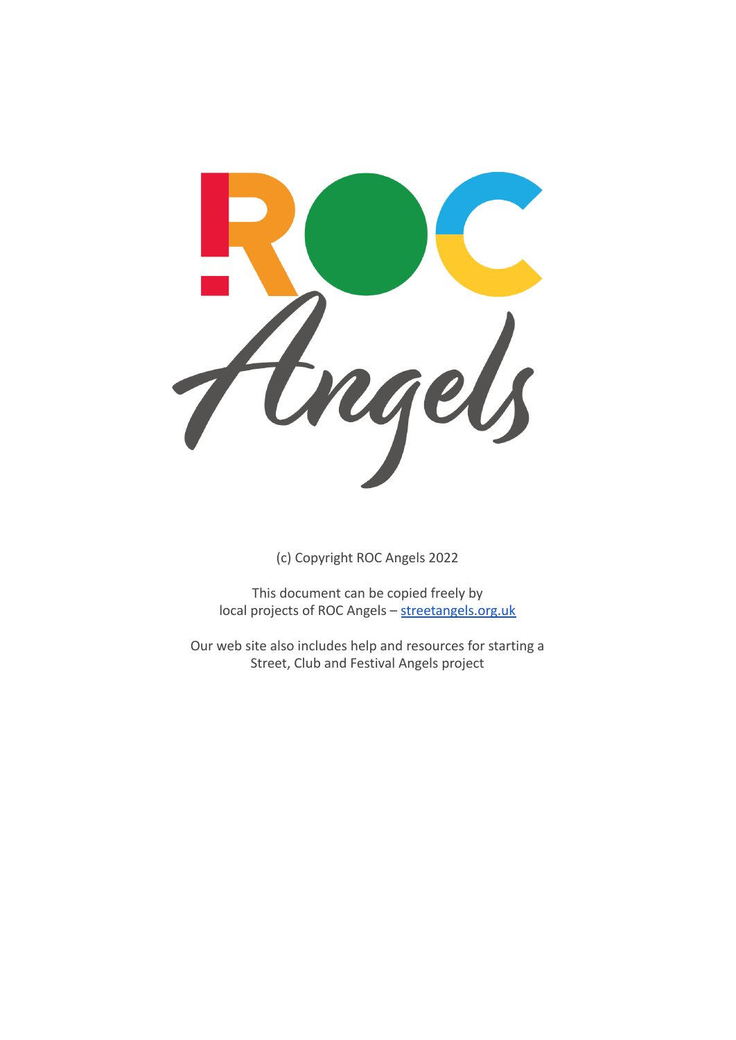(c) Copyright ROC Angels 2022

This document can be copied freely by local projects of ROC Angels – [streetangels.org.uk](streetangels.org.uk)

Our web site also includes help and resources for starting a Street, Club and Festival Angels project